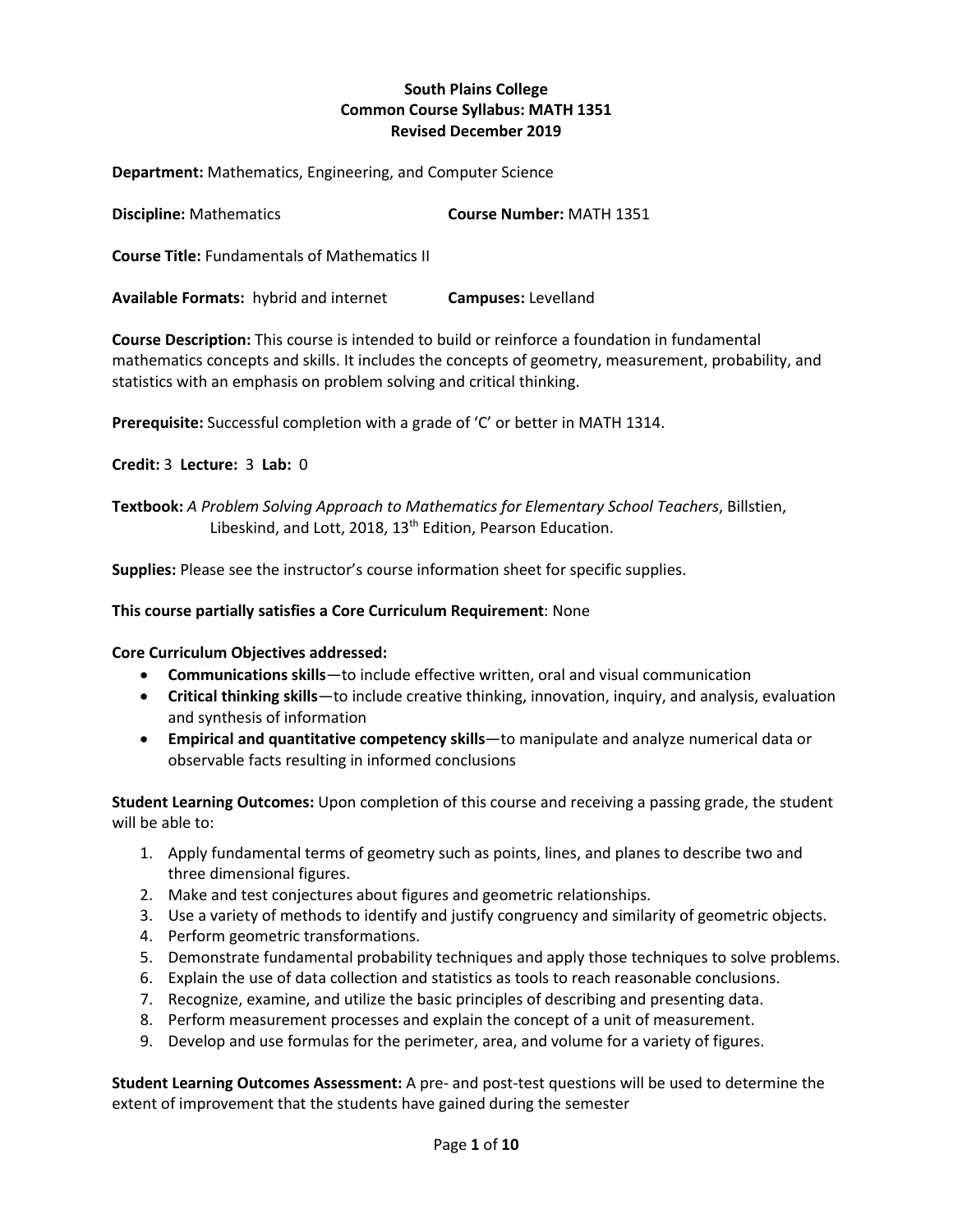**South Plains College**
**Common Course Syllabus: MATH 1351**
**Revised December 2019**

**Department:** Mathematics, Engineering, and Computer Science

**Discipline:** Mathematics **Course Number:** MATH 1351

**Course Title:** Fundamentals of Mathematics II

**Available Formats:** hybrid and internet **Campuses:** Levelland

**Course Description:** This course is intended to build or reinforce a foundation in fundamental mathematics concepts and skills. It includes the concepts of geometry, measurement, probability, and statistics with an emphasis on problem solving and critical thinking.

**Prerequisite:** Successful completion with a grade of 'C' or better in MATH 1314.

**Credit:** 3 **Lecture:** 3 **Lab:** 0

**Textbook:** *A Problem Solving Approach to Mathematics for Elementary School Teachers*, Billstien, Libeskind, and Lott, 2018, 13th Edition, Pearson Education.

**Supplies:** Please see the instructor's course information sheet for specific supplies.

**This course partially satisfies a Core Curriculum Requirement**: None

**Core Curriculum Objectives addressed:**

- **Communications skills**—to include effective written, oral and visual communication
- **Critical thinking skills**—to include creative thinking, innovation, inquiry, and analysis, evaluation and synthesis of information
- **Empirical and quantitative competency skills**—to manipulate and analyze numerical data or observable facts resulting in informed conclusions

**Student Learning Outcomes:** Upon completion of this course and receiving a passing grade, the student will be able to:

1. Apply fundamental terms of geometry such as points, lines, and planes to describe two and three dimensional figures.
2. Make and test conjectures about figures and geometric relationships.
3. Use a variety of methods to identify and justify congruency and similarity of geometric objects.
4. Perform geometric transformations.
5. Demonstrate fundamental probability techniques and apply those techniques to solve problems.
6. Explain the use of data collection and statistics as tools to reach reasonable conclusions.
7. Recognize, examine, and utilize the basic principles of describing and presenting data.
8. Perform measurement processes and explain the concept of a unit of measurement.
9. Develop and use formulas for the perimeter, area, and volume for a variety of figures.

**Student Learning Outcomes Assessment:** A pre- and post-test questions will be used to determine the extent of improvement that the students have gained during the semester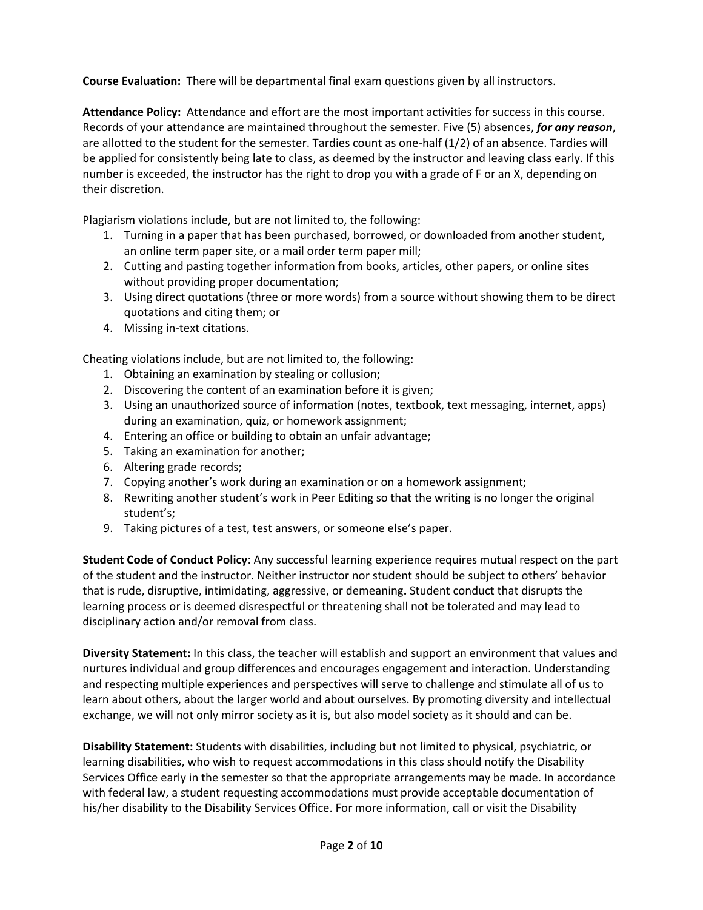**Course Evaluation:** There will be departmental final exam questions given by all instructors.

**Attendance Policy:** Attendance and effort are the most important activities for success in this course. Records of your attendance are maintained throughout the semester. Five (5) absences, ***for any reason***, are allotted to the student for the semester. Tardies count as one-half (1/2) of an absence. Tardies will be applied for consistently being late to class, as deemed by the instructor and leaving class early. If this number is exceeded, the instructor has the right to drop you with a grade of F or an X, depending on their discretion.

Plagiarism violations include, but are not limited to, the following:

1. Turning in a paper that has been purchased, borrowed, or downloaded from another student, an online term paper site, or a mail order term paper mill;
2. Cutting and pasting together information from books, articles, other papers, or online sites without providing proper documentation;
3. Using direct quotations (three or more words) from a source without showing them to be direct quotations and citing them; or
4. Missing in-text citations.

Cheating violations include, but are not limited to, the following:

1. Obtaining an examination by stealing or collusion;
2. Discovering the content of an examination before it is given;
3. Using an unauthorized source of information (notes, textbook, text messaging, internet, apps) during an examination, quiz, or homework assignment;
4. Entering an office or building to obtain an unfair advantage;
5. Taking an examination for another;
6. Altering grade records;
7. Copying another's work during an examination or on a homework assignment;
8. Rewriting another student's work in Peer Editing so that the writing is no longer the original student's;
9. Taking pictures of a test, test answers, or someone else's paper.

**Student Code of Conduct Policy**: Any successful learning experience requires mutual respect on the part of the student and the instructor. Neither instructor nor student should be subject to others' behavior that is rude, disruptive, intimidating, aggressive, or demeaning**.** Student conduct that disrupts the learning process or is deemed disrespectful or threatening shall not be tolerated and may lead to disciplinary action and/or removal from class.

**Diversity Statement:** In this class, the teacher will establish and support an environment that values and nurtures individual and group differences and encourages engagement and interaction. Understanding and respecting multiple experiences and perspectives will serve to challenge and stimulate all of us to learn about others, about the larger world and about ourselves. By promoting diversity and intellectual exchange, we will not only mirror society as it is, but also model society as it should and can be.

**Disability Statement:** Students with disabilities, including but not limited to physical, psychiatric, or learning disabilities, who wish to request accommodations in this class should notify the Disability Services Office early in the semester so that the appropriate arrangements may be made. In accordance with federal law, a student requesting accommodations must provide acceptable documentation of his/her disability to the Disability Services Office. For more information, call or visit the Disability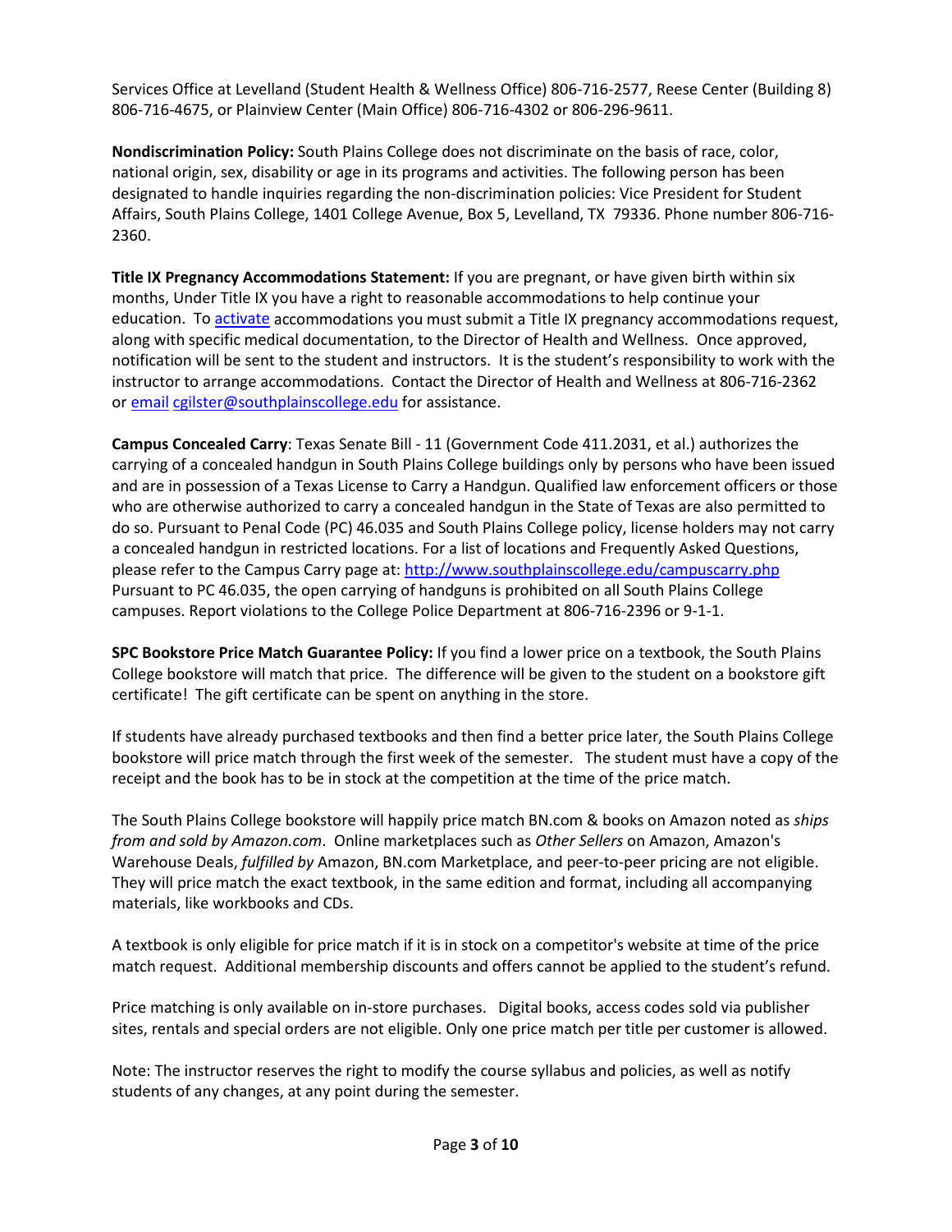Services Office at Levelland (Student Health & Wellness Office) 806-716-2577, Reese Center (Building 8) 806-716-4675, or Plainview Center (Main Office) 806-716-4302 or 806-296-9611.

**Nondiscrimination Policy:** South Plains College does not discriminate on the basis of race, color, national origin, sex, disability or age in its programs and activities. The following person has been designated to handle inquiries regarding the non-discrimination policies: Vice President for Student Affairs, South Plains College, 1401 College Avenue, Box 5, Levelland, TX 79336. Phone number 806-716-2360.

**Title IX Pregnancy Accommodations Statement:** If you are pregnant, or have given birth within six months, Under Title IX you have a right to reasonable accommodations to help continue your education. To activate accommodations you must submit a Title IX pregnancy accommodations request, along with specific medical documentation, to the Director of Health and Wellness. Once approved, notification will be sent to the student and instructors. It is the student's responsibility to work with the instructor to arrange accommodations. Contact the Director of Health and Wellness at 806-716-2362 or email cgilster@southplainscollege.edu for assistance.

**Campus Concealed Carry**: Texas Senate Bill - 11 (Government Code 411.2031, et al.) authorizes the carrying of a concealed handgun in South Plains College buildings only by persons who have been issued and are in possession of a Texas License to Carry a Handgun. Qualified law enforcement officers or those who are otherwise authorized to carry a concealed handgun in the State of Texas are also permitted to do so. Pursuant to Penal Code (PC) 46.035 and South Plains College policy, license holders may not carry a concealed handgun in restricted locations. For a list of locations and Frequently Asked Questions, please refer to the Campus Carry page at: http://www.southplainscollege.edu/campuscarry.php Pursuant to PC 46.035, the open carrying of handguns is prohibited on all South Plains College campuses. Report violations to the College Police Department at 806-716-2396 or 9-1-1.

**SPC Bookstore Price Match Guarantee Policy:** If you find a lower price on a textbook, the South Plains College bookstore will match that price. The difference will be given to the student on a bookstore gift certificate! The gift certificate can be spent on anything in the store.

If students have already purchased textbooks and then find a better price later, the South Plains College bookstore will price match through the first week of the semester. The student must have a copy of the receipt and the book has to be in stock at the competition at the time of the price match.

The South Plains College bookstore will happily price match BN.com & books on Amazon noted as *ships from and sold by Amazon.com*. Online marketplaces such as *Other Sellers* on Amazon, Amazon's Warehouse Deals, *fulfilled by* Amazon, BN.com Marketplace, and peer-to-peer pricing are not eligible. They will price match the exact textbook, in the same edition and format, including all accompanying materials, like workbooks and CDs.

A textbook is only eligible for price match if it is in stock on a competitor's website at time of the price match request. Additional membership discounts and offers cannot be applied to the student's refund.

Price matching is only available on in-store purchases. Digital books, access codes sold via publisher sites, rentals and special orders are not eligible. Only one price match per title per customer is allowed.

Note: The instructor reserves the right to modify the course syllabus and policies, as well as notify students of any changes, at any point during the semester.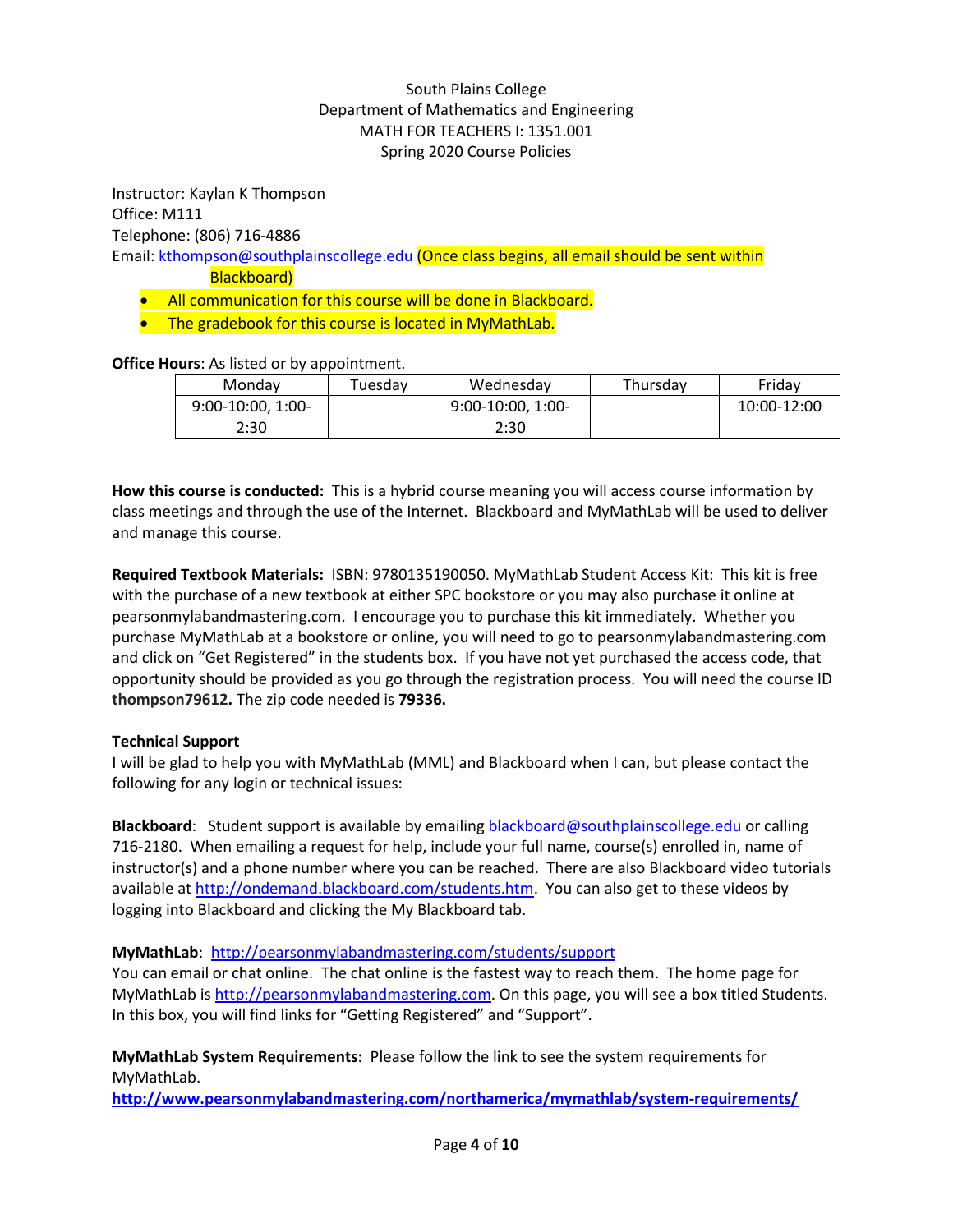South Plains College
Department of Mathematics and Engineering
MATH FOR TEACHERS I: 1351.001
Spring 2020 Course Policies

Instructor: Kaylan K Thompson
Office: M111
Telephone: (806) 716-4886
Email: kthompson@southplainscollege.edu (Once class begins, all email should be sent within Blackboard)

- All communication for this course will be done in Blackboard.
- The gradebook for this course is located in MyMathLab.

**Office Hours**: As listed or by appointment.

| Monday | Tuesday | Wednesday | Thursday | Friday |
|---|---|---|---|---|
| 9:00-10:00, 1:00-2:30 | | 9:00-10:00, 1:00-2:30 | | 10:00-12:00 |

**How this course is conducted:** This is a hybrid course meaning you will access course information by class meetings and through the use of the Internet. Blackboard and MyMathLab will be used to deliver and manage this course.

**Required Textbook Materials:** ISBN: 9780135190050. MyMathLab Student Access Kit: This kit is free with the purchase of a new textbook at either SPC bookstore or you may also purchase it online at pearsonmylabandmastering.com. I encourage you to purchase this kit immediately. Whether you purchase MyMathLab at a bookstore or online, you will need to go to pearsonmylabandmastering.com and click on "Get Registered" in the students box. If you have not yet purchased the access code, that opportunity should be provided as you go through the registration process. You will need the course ID **thompson79612.** The zip code needed is **79336.**

**Technical Support**

I will be glad to help you with MyMathLab (MML) and Blackboard when I can, but please contact the following for any login or technical issues:

**Blackboard**: Student support is available by emailing blackboard@southplainscollege.edu or calling 716-2180. When emailing a request for help, include your full name, course(s) enrolled in, name of instructor(s) and a phone number where you can be reached. There are also Blackboard video tutorials available at http://ondemand.blackboard.com/students.htm. You can also get to these videos by logging into Blackboard and clicking the My Blackboard tab.

**MyMathLab**: http://pearsonmylabandmastering.com/students/support
You can email or chat online. The chat online is the fastest way to reach them. The home page for MyMathLab is http://pearsonmylabandmastering.com. On this page, you will see a box titled Students. In this box, you will find links for "Getting Registered" and "Support".

**MyMathLab System Requirements:** Please follow the link to see the system requirements for MyMathLab.
**http://www.pearsonmylabandmastering.com/northamerica/mymathlab/system-requirements/**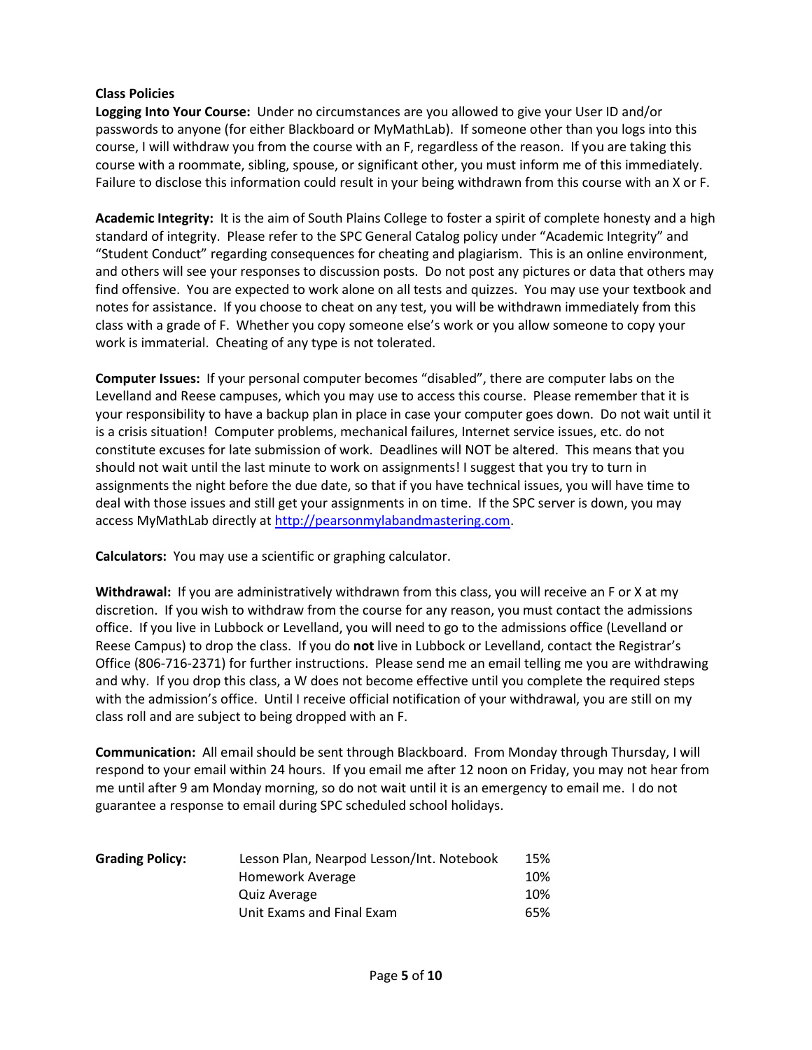**Class Policies**

**Logging Into Your Course:** Under no circumstances are you allowed to give your User ID and/or passwords to anyone (for either Blackboard or MyMathLab). If someone other than you logs into this course, I will withdraw you from the course with an F, regardless of the reason. If you are taking this course with a roommate, sibling, spouse, or significant other, you must inform me of this immediately. Failure to disclose this information could result in your being withdrawn from this course with an X or F.

**Academic Integrity:** It is the aim of South Plains College to foster a spirit of complete honesty and a high standard of integrity. Please refer to the SPC General Catalog policy under "Academic Integrity" and "Student Conduct" regarding consequences for cheating and plagiarism. This is an online environment, and others will see your responses to discussion posts. Do not post any pictures or data that others may find offensive. You are expected to work alone on all tests and quizzes. You may use your textbook and notes for assistance. If you choose to cheat on any test, you will be withdrawn immediately from this class with a grade of F. Whether you copy someone else's work or you allow someone to copy your work is immaterial. Cheating of any type is not tolerated.

**Computer Issues:** If your personal computer becomes "disabled", there are computer labs on the Levelland and Reese campuses, which you may use to access this course. Please remember that it is your responsibility to have a backup plan in place in case your computer goes down. Do not wait until it is a crisis situation! Computer problems, mechanical failures, Internet service issues, etc. do not constitute excuses for late submission of work. Deadlines will NOT be altered. This means that you should not wait until the last minute to work on assignments! I suggest that you try to turn in assignments the night before the due date, so that if you have technical issues, you will have time to deal with those issues and still get your assignments in on time. If the SPC server is down, you may access MyMathLab directly at [http://pearsonmylabandmastering.com](http://pearsonmylabandmastering.com).

**Calculators:** You may use a scientific or graphing calculator.

**Withdrawal:** If you are administratively withdrawn from this class, you will receive an F or X at my discretion. If you wish to withdraw from the course for any reason, you must contact the admissions office. If you live in Lubbock or Levelland, you will need to go to the admissions office (Levelland or Reese Campus) to drop the class. If you do **not** live in Lubbock or Levelland, contact the Registrar's Office (806-716-2371) for further instructions. Please send me an email telling me you are withdrawing and why. If you drop this class, a W does not become effective until you complete the required steps with the admission's office. Until I receive official notification of your withdrawal, you are still on my class roll and are subject to being dropped with an F.

**Communication:** All email should be sent through Blackboard. From Monday through Thursday, I will respond to your email within 24 hours. If you email me after 12 noon on Friday, you may not hear from me until after 9 am Monday morning, so do not wait until it is an emergency to email me. I do not guarantee a response to email during SPC scheduled school holidays.

| **Grading Policy:** | | |
| --- | --- | --- |
| | Lesson Plan, Nearpod Lesson/Int. Notebook | 15% |
| | Homework Average | 10% |
| | Quiz Average | 10% |
| | Unit Exams and Final Exam | 65% |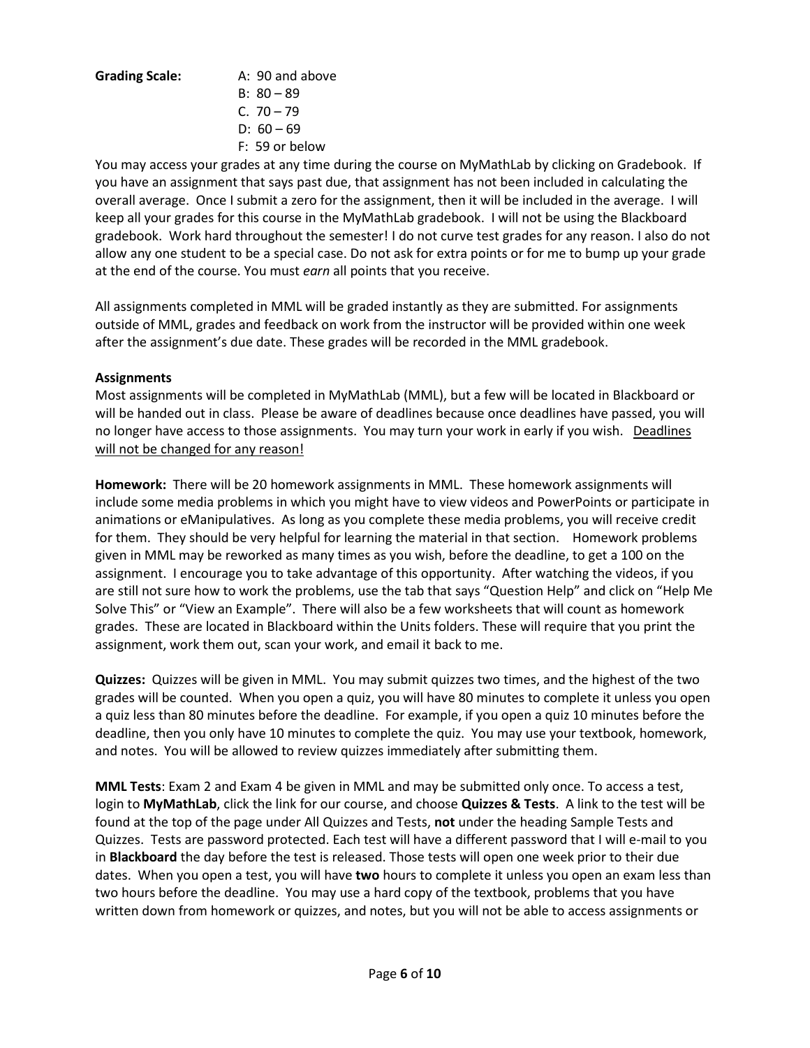**Grading Scale:**

A: 90 and above
B: 80 – 89
C. 70 – 79
D: 60 – 69
F: 59 or below

You may access your grades at any time during the course on MyMathLab by clicking on Gradebook. If you have an assignment that says past due, that assignment has not been included in calculating the overall average. Once I submit a zero for the assignment, then it will be included in the average. I will keep all your grades for this course in the MyMathLab gradebook. I will not be using the Blackboard gradebook. Work hard throughout the semester! I do not curve test grades for any reason. I also do not allow any one student to be a special case. Do not ask for extra points or for me to bump up your grade at the end of the course. You must *earn* all points that you receive.

All assignments completed in MML will be graded instantly as they are submitted. For assignments outside of MML, grades and feedback on work from the instructor will be provided within one week after the assignment's due date. These grades will be recorded in the MML gradebook.

**Assignments**

Most assignments will be completed in MyMathLab (MML), but a few will be located in Blackboard or will be handed out in class. Please be aware of deadlines because once deadlines have passed, you will no longer have access to those assignments. You may turn your work in early if you wish. <u>Deadlines will not be changed for any reason!</u>

**Homework:** There will be 20 homework assignments in MML. These homework assignments will include some media problems in which you might have to view videos and PowerPoints or participate in animations or eManipulatives. As long as you complete these media problems, you will receive credit for them. They should be very helpful for learning the material in that section. Homework problems given in MML may be reworked as many times as you wish, before the deadline, to get a 100 on the assignment. I encourage you to take advantage of this opportunity. After watching the videos, if you are still not sure how to work the problems, use the tab that says "Question Help" and click on "Help Me Solve This" or "View an Example". There will also be a few worksheets that will count as homework grades. These are located in Blackboard within the Units folders. These will require that you print the assignment, work them out, scan your work, and email it back to me.

**Quizzes:** Quizzes will be given in MML. You may submit quizzes two times, and the highest of the two grades will be counted. When you open a quiz, you will have 80 minutes to complete it unless you open a quiz less than 80 minutes before the deadline. For example, if you open a quiz 10 minutes before the deadline, then you only have 10 minutes to complete the quiz. You may use your textbook, homework, and notes. You will be allowed to review quizzes immediately after submitting them.

**MML Tests**: Exam 2 and Exam 4 be given in MML and may be submitted only once. To access a test, login to **MyMathLab**, click the link for our course, and choose **Quizzes & Tests**. A link to the test will be found at the top of the page under All Quizzes and Tests, **not** under the heading Sample Tests and Quizzes. Tests are password protected. Each test will have a different password that I will e-mail to you in **Blackboard** the day before the test is released. Those tests will open one week prior to their due dates. When you open a test, you will have **two** hours to complete it unless you open an exam less than two hours before the deadline. You may use a hard copy of the textbook, problems that you have written down from homework or quizzes, and notes, but you will not be able to access assignments or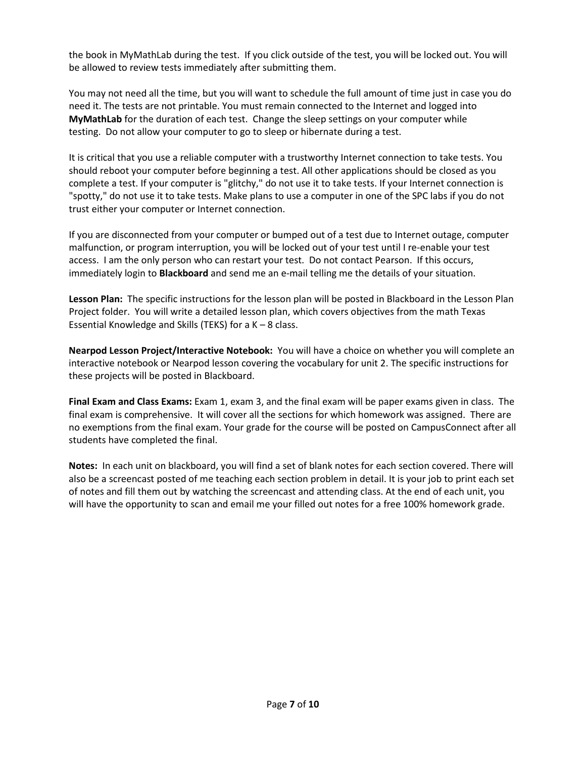the book in MyMathLab during the test. If you click outside of the test, you will be locked out. You will be allowed to review tests immediately after submitting them.

You may not need all the time, but you will want to schedule the full amount of time just in case you do need it. The tests are not printable. You must remain connected to the Internet and logged into **MyMathLab** for the duration of each test. Change the sleep settings on your computer while testing. Do not allow your computer to go to sleep or hibernate during a test.

It is critical that you use a reliable computer with a trustworthy Internet connection to take tests. You should reboot your computer before beginning a test. All other applications should be closed as you complete a test. If your computer is "glitchy," do not use it to take tests. If your Internet connection is "spotty," do not use it to take tests. Make plans to use a computer in one of the SPC labs if you do not trust either your computer or Internet connection.

If you are disconnected from your computer or bumped out of a test due to Internet outage, computer malfunction, or program interruption, you will be locked out of your test until I re-enable your test access. I am the only person who can restart your test. Do not contact Pearson. If this occurs, immediately login to **Blackboard** and send me an e-mail telling me the details of your situation.

**Lesson Plan:** The specific instructions for the lesson plan will be posted in Blackboard in the Lesson Plan Project folder. You will write a detailed lesson plan, which covers objectives from the math Texas Essential Knowledge and Skills (TEKS) for a K – 8 class.

**Nearpod Lesson Project/Interactive Notebook:** You will have a choice on whether you will complete an interactive notebook or Nearpod lesson covering the vocabulary for unit 2. The specific instructions for these projects will be posted in Blackboard.

**Final Exam and Class Exams:** Exam 1, exam 3, and the final exam will be paper exams given in class. The final exam is comprehensive. It will cover all the sections for which homework was assigned. There are no exemptions from the final exam. Your grade for the course will be posted on CampusConnect after all students have completed the final.

**Notes:** In each unit on blackboard, you will find a set of blank notes for each section covered. There will also be a screencast posted of me teaching each section problem in detail. It is your job to print each set of notes and fill them out by watching the screencast and attending class. At the end of each unit, you will have the opportunity to scan and email me your filled out notes for a free 100% homework grade.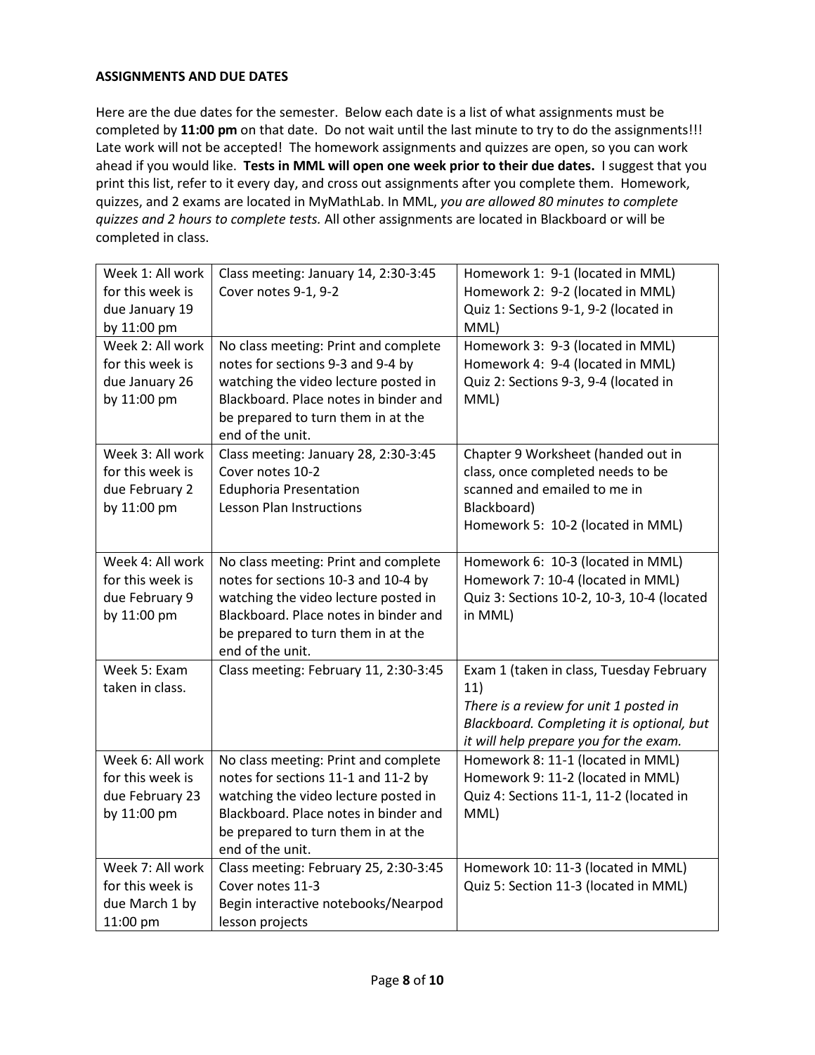**ASSIGNMENTS AND DUE DATES**

Here are the due dates for the semester. Below each date is a list of what assignments must be completed by **11:00 pm** on that date. Do not wait until the last minute to try to do the assignments!!! Late work will not be accepted! The homework assignments and quizzes are open, so you can work ahead if you would like. **Tests in MML will open one week prior to their due dates.** I suggest that you print this list, refer to it every day, and cross out assignments after you complete them. Homework, quizzes, and 2 exams are located in MyMathLab. In MML, *you are allowed 80 minutes to complete quizzes and 2 hours to complete tests.* All other assignments are located in Blackboard or will be completed in class.

| | | |
|---|---|---|
| Week 1: All work for this week is due January 19 by 11:00 pm | Class meeting: January 14, 2:30-3:45<br>Cover notes 9-1, 9-2 | Homework 1: 9-1 (located in MML)<br>Homework 2: 9-2 (located in MML)<br>Quiz 1: Sections 9-1, 9-2 (located in MML) |
| Week 2: All work for this week is due January 26 by 11:00 pm | No class meeting: Print and complete notes for sections 9-3 and 9-4 by watching the video lecture posted in Blackboard. Place notes in binder and be prepared to turn them in at the end of the unit. | Homework 3: 9-3 (located in MML)<br>Homework 4: 9-4 (located in MML)<br>Quiz 2: Sections 9-3, 9-4 (located in MML) |
| Week 3: All work for this week is due February 2 by 11:00 pm | Class meeting: January 28, 2:30-3:45<br>Cover notes 10-2<br>Eduphoria Presentation<br>Lesson Plan Instructions | Chapter 9 Worksheet (handed out in class, once completed needs to be scanned and emailed to me in Blackboard)<br>Homework 5: 10-2 (located in MML) |
| Week 4: All work for this week is due February 9 by 11:00 pm | No class meeting: Print and complete notes for sections 10-3 and 10-4 by watching the video lecture posted in Blackboard. Place notes in binder and be prepared to turn them in at the end of the unit. | Homework 6: 10-3 (located in MML)<br>Homework 7: 10-4 (located in MML)<br>Quiz 3: Sections 10-2, 10-3, 10-4 (located in MML) |
| Week 5: Exam taken in class. | Class meeting: February 11, 2:30-3:45 | Exam 1 (taken in class, Tuesday February 11)<br>*There is a review for unit 1 posted in Blackboard. Completing it is optional, but it will help prepare you for the exam.* |
| Week 6: All work for this week is due February 23 by 11:00 pm | No class meeting: Print and complete notes for sections 11-1 and 11-2 by watching the video lecture posted in Blackboard. Place notes in binder and be prepared to turn them in at the end of the unit. | Homework 8: 11-1 (located in MML)<br>Homework 9: 11-2 (located in MML)<br>Quiz 4: Sections 11-1, 11-2 (located in MML) |
| Week 7: All work for this week is due March 1 by 11:00 pm | Class meeting: February 25, 2:30-3:45<br>Cover notes 11-3<br>Begin interactive notebooks/Nearpod lesson projects | Homework 10: 11-3 (located in MML)<br>Quiz 5: Section 11-3 (located in MML) |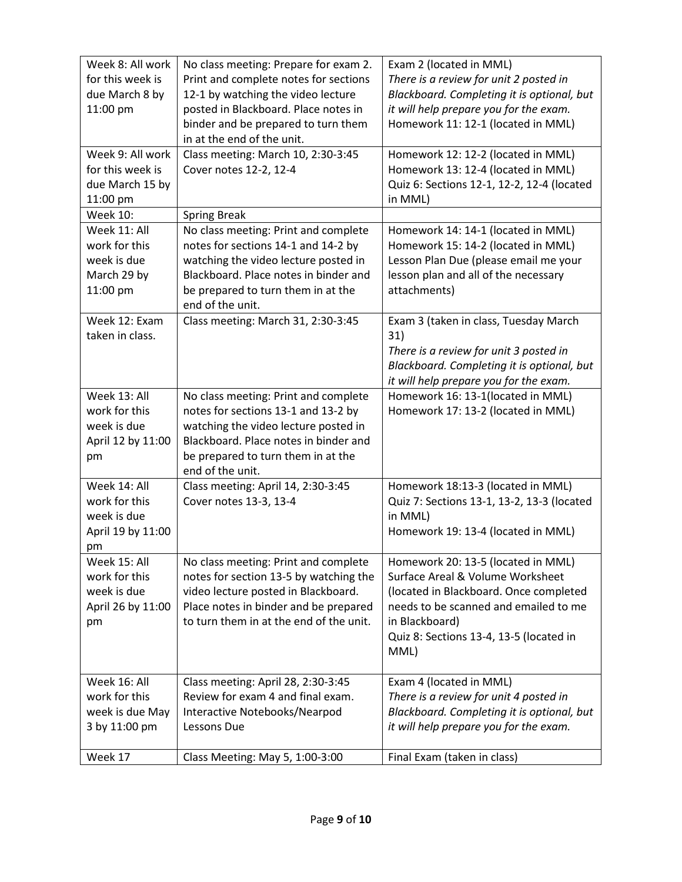| Week 8: All work for this week is due March 8 by 11:00 pm | No class meeting: Prepare for exam 2. Print and complete notes for sections 12-1 by watching the video lecture posted in Blackboard. Place notes in binder and be prepared to turn them in at the end of the unit. | Exam 2 (located in MML)<br>*There is a review for unit 2 posted in Blackboard. Completing it is optional, but it will help prepare you for the exam.*<br>Homework 11: 12-1 (located in MML) |
|---|---|---|
| Week 9: All work for this week is due March 15 by 11:00 pm | Class meeting: March 10, 2:30-3:45<br>Cover notes 12-2, 12-4 | Homework 12: 12-2 (located in MML)<br>Homework 13: 12-4 (located in MML)<br>Quiz 6: Sections 12-1, 12-2, 12-4 (located in MML) |
| Week 10: | Spring Break | |
| Week 11: All work for this week is due March 29 by 11:00 pm | No class meeting: Print and complete notes for sections 14-1 and 14-2 by watching the video lecture posted in Blackboard. Place notes in binder and be prepared to turn them in at the end of the unit. | Homework 14: 14-1 (located in MML)<br>Homework 15: 14-2 (located in MML)<br>Lesson Plan Due (please email me your lesson plan and all of the necessary attachments) |
| Week 12: Exam taken in class. | Class meeting: March 31, 2:30-3:45 | Exam 3 (taken in class, Tuesday March 31)<br>*There is a review for unit 3 posted in Blackboard. Completing it is optional, but it will help prepare you for the exam.* |
| Week 13: All work for this week is due April 12 by 11:00 pm | No class meeting: Print and complete notes for sections 13-1 and 13-2 by watching the video lecture posted in Blackboard. Place notes in binder and be prepared to turn them in at the end of the unit. | Homework 16: 13-1(located in MML)<br>Homework 17: 13-2 (located in MML) |
| Week 14: All work for this week is due April 19 by 11:00 pm | Class meeting: April 14, 2:30-3:45<br>Cover notes 13-3, 13-4 | Homework 18:13-3 (located in MML)<br>Quiz 7: Sections 13-1, 13-2, 13-3 (located in MML)<br>Homework 19: 13-4 (located in MML) |
| Week 15: All work for this week is due April 26 by 11:00 pm | No class meeting: Print and complete notes for section 13-5 by watching the video lecture posted in Blackboard. Place notes in binder and be prepared to turn them in at the end of the unit. | Homework 20: 13-5 (located in MML)<br>Surface Areal & Volume Worksheet (located in Blackboard. Once completed needs to be scanned and emailed to me in Blackboard)<br>Quiz 8: Sections 13-4, 13-5 (located in MML) |
| Week 16: All work for this week is due May 3 by 11:00 pm | Class meeting: April 28, 2:30-3:45<br>Review for exam 4 and final exam.<br>Interactive Notebooks/Nearpod Lessons Due | Exam 4 (located in MML)<br>*There is a review for unit 4 posted in Blackboard. Completing it is optional, but it will help prepare you for the exam.* |
| Week 17 | Class Meeting: May 5, 1:00-3:00 | Final Exam (taken in class) |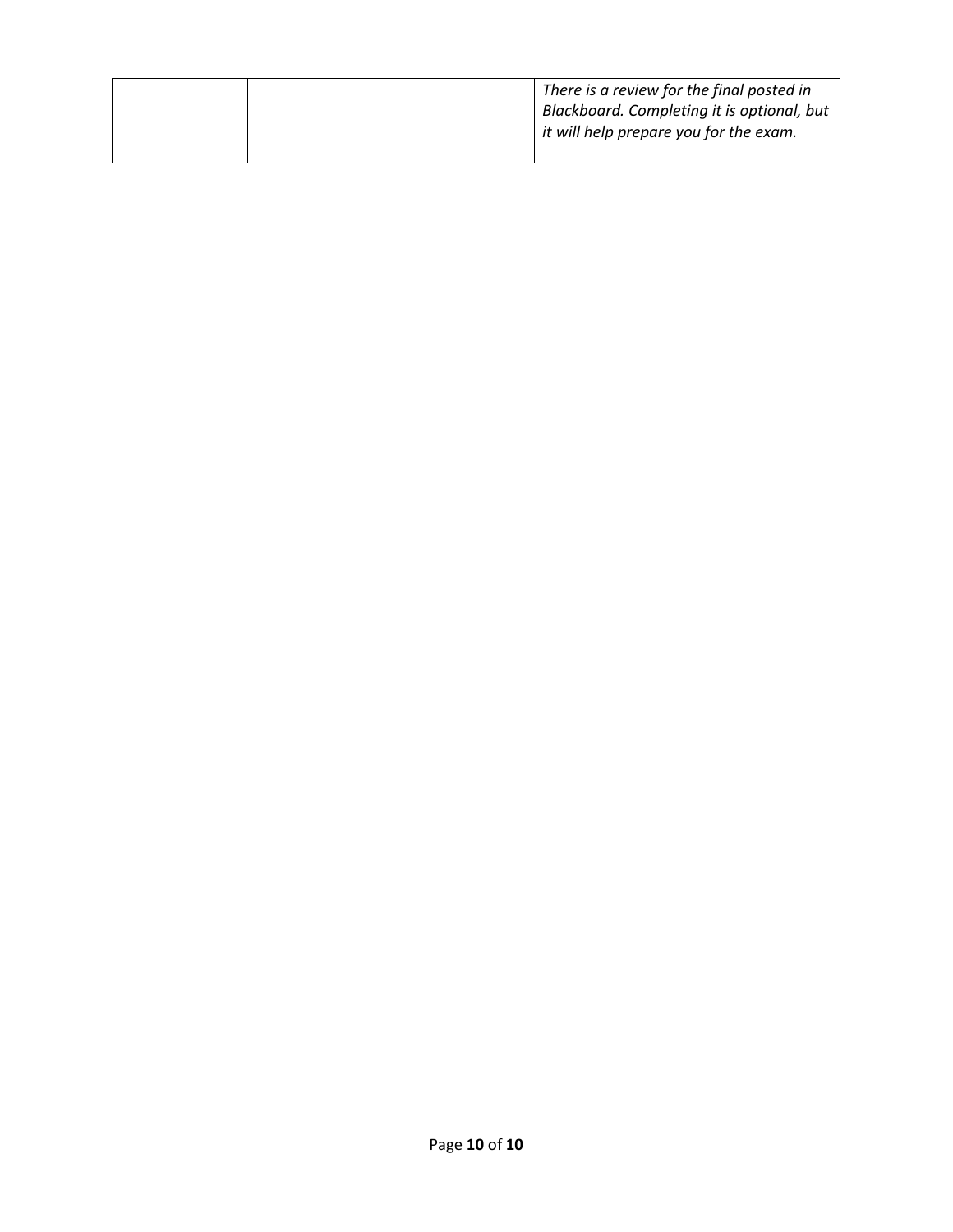| | | |
|---|---|---|
| | | *There is a review for the final posted in Blackboard. Completing it is optional, but it will help prepare you for the exam.* |